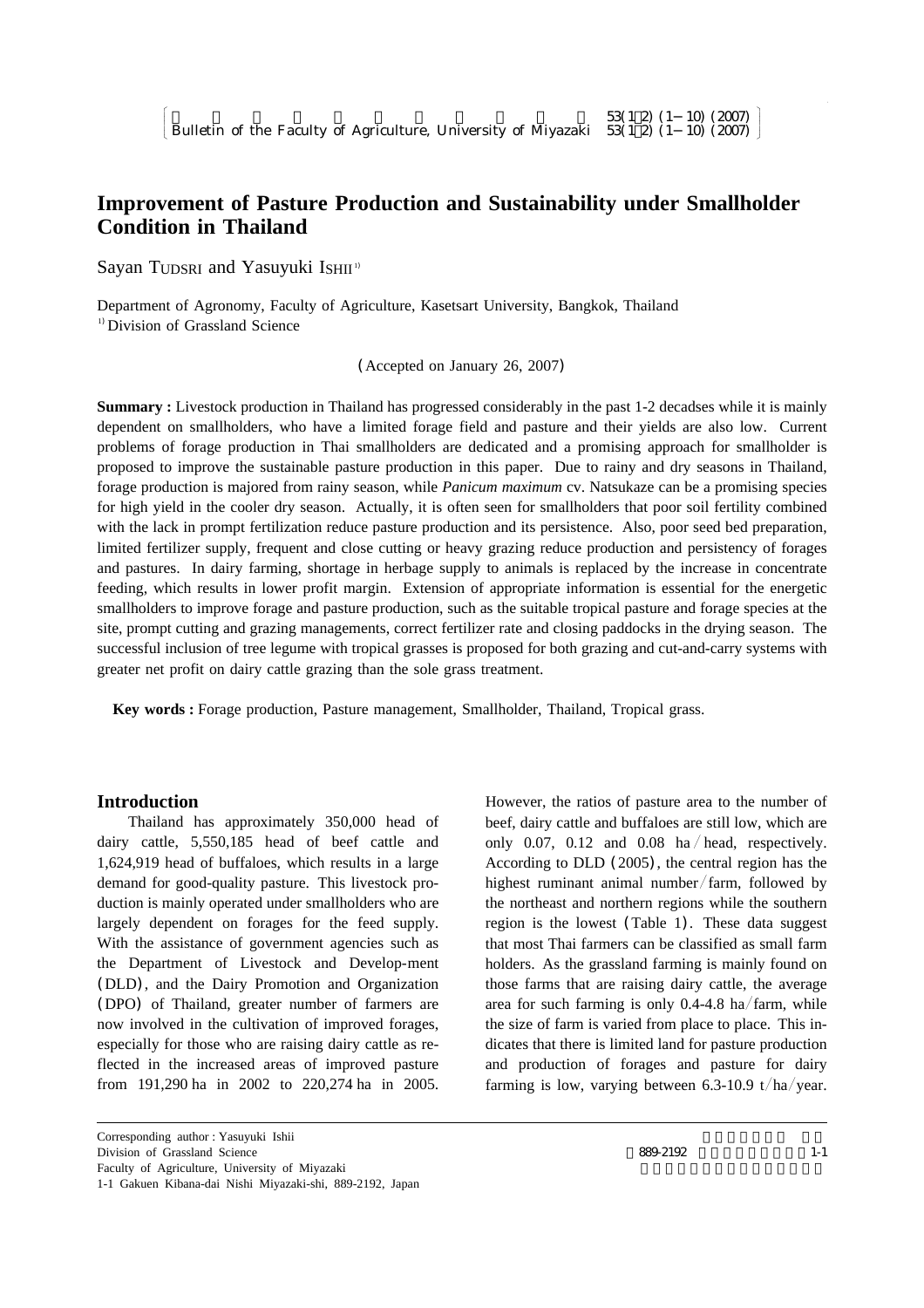# Improvement of Pasture Production and Sustainability under Smallholder Condition in Thailand

Sayan Tudsri and Yasuyuki Ishii[1]

Department of Agronomy, Faculty of Agriculture, Kasetsart University, Bangkok, Thailand
[1] Division of Grassland Science

(Accepted on January 26, 2007)

**Summary :** Livestock production in Thailand has progressed considerably in the past 1-2 decadses while it is mainly dependent on smallholders, who have a limited forage field and pasture and their yields are also low. Current problems of forage production in Thai smallholders are dedicated and a promising approach for smallholder is proposed to improve the sustainable pasture production in this paper. Due to rainy and dry seasons in Thailand, forage production is majored from rainy season, while *Panicum maximum* cv. Natsukaze can be a promising species for high yield in the cooler dry season. Actually, it is often seen for smallholders that poor soil fertility combined with the lack in prompt fertilization reduce pasture production and its persistence. Also, poor seed bed preparation, limited fertilizer supply, frequent and close cutting or heavy grazing reduce production and persistency of forages and pastures. In dairy farming, shortage in herbage supply to animals is replaced by the increase in concentrate feeding, which results in lower profit margin. Extension of appropriate information is essential for the energetic smallholders to improve forage and pasture production, such as the suitable tropical pasture and forage species at the site, prompt cutting and grazing managements, correct fertilizer rate and closing paddocks in the drying season. The successful inclusion of tree legume with tropical grasses is proposed for both grazing and cut-and-carry systems with greater net profit on dairy cattle grazing than the sole grass treatment.

**Key words :** Forage production, Pasture management, Smallholder, Thailand, Tropical grass.

## Introduction

Thailand has approximately 350,000 head of dairy cattle, 5,550,185 head of beef cattle and 1,624,919 head of buffaloes, which results in a large demand for good-quality pasture. This livestock production is mainly operated under smallholders who are largely dependent on forages for the feed supply. With the assistance of government agencies such as the Department of Livestock and Develop-ment (DLD), and the Dairy Promotion and Organization (DPO) of Thailand, greater number of farmers are now involved in the cultivation of improved forages, especially for those who are raising dairy cattle as reflected in the increased areas of improved pasture from 191,290 ha in 2002 to 220,274 ha in 2005. However, the ratios of pasture area to the number of beef, dairy cattle and buffaloes are still low, which are only 0.07, 0.12 and 0.08 ha / head, respectively. According to DLD (2005), the central region has the highest ruminant animal number / farm, followed by the northeast and northern regions while the southern region is the lowest (Table 1). These data suggest that most Thai farmers can be classified as small farm holders. As the grassland farming is mainly found on those farms that are raising dairy cattle, the average area for such farming is only 0.4-4.8 ha / farm, while the size of farm is varied from place to place. This indicates that there is limited land for pasture production and production of forages and pasture for dairy farming is low, varying between 6.3-10.9 t / ha / year.

Corresponding author : Yasuyuki Ishii
Division of Grassland Science
Faculty of Agriculture, University of Miyazaki
1-1 Gakuen Kibana-dai Nishi Miyazaki-shi, 889-2192, Japan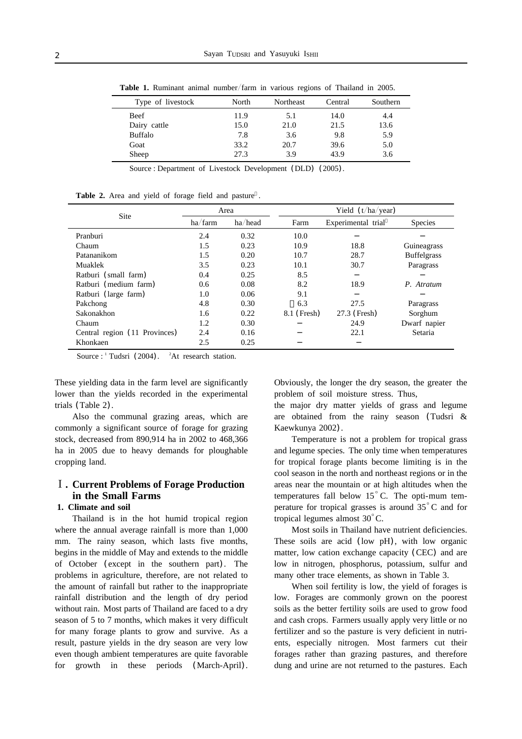**Table 1.** Ruminant animal number/farm in various regions of Thailand in 2005.

| Type of livestock | North | Northeast | Central | Southern |
|---|---|---|---|---|
| Beef | 11.9 | 5.1 | 14.0 | 4.4 |
| Dairy cattle | 15.0 | 21.0 | 21.5 | 13.6 |
| Buffalo | 7.8 | 3.6 | 9.8 | 5.9 |
| Goat | 33.2 | 20.7 | 39.6 | 5.0 |
| Sheep | 27.3 | 3.9 | 43.9 | 3.6 |

Source : Department of Livestock Development (DLD) (2005).

**Table 2.** Area and yield of forage field and pasture[1].

| Site | Area | | Yield (t/ha/year) | | |
|---|---|---|---|---|---|
| | ha/farm | ha/head | Farm | Experimental trial[2] | Species |
| Pranburi | 2.4 | 0.32 | 10.0 | − | − |
| Chaum | 1.5 | 0.23 | 10.9 | 18.8 | Guineagrass |
| Patananikom | 1.5 | 0.20 | 10.7 | 28.7 | Buffelgrass |
| Muaklek | 3.5 | 0.23 | 10.1 | 30.7 | Paragrass |
| Ratburi (small farm) | 0.4 | 0.25 | 8.5 | − | − |
| Ratburi (medium farm) | 0.6 | 0.08 | 8.2 | 18.9 | *P. Atratum* |
| Ratburi (large farm) | 1.0 | 0.06 | 9.1 | − | − |
| Pakchong | 4.8 | 0.30 | 6.3 | 27.5 | Paragrass |
| Sakonakhon | 1.6 | 0.22 | 8.1 (Fresh) | 27.3 (Fresh) | Sorghum |
| Chaum | 1.2 | 0.30 | − | 24.9 | Dwarf napier |
| Central region (11 Provinces) | 2.4 | 0.16 | − | 22.1 | Setaria |
| Khonkaen | 2.5 | 0.25 | − | − | |

Source : [1] Tudsri (2004). [2]At research station.

These yielding data in the farm level are significantly lower than the yields recorded in the experimental trials (Table 2).

Also the communal grazing areas, which are commonly a significant source of forage for grazing stock, decreased from 890,914 ha in 2002 to 468,366 ha in 2005 due to heavy demands for ploughable cropping land.

## Ⅰ. Current Problems of Forage Production in the Small Farms

### 1. Climate and soil

Thailand is in the hot humid tropical region where the annual average rainfall is more than 1,000 mm. The rainy season, which lasts five months, begins in the middle of May and extends to the middle of October (except in the southern part). The problems in agriculture, therefore, are not related to the amount of rainfall but rather to the inappropriate rainfall distribution and the length of dry period without rain. Most parts of Thailand are faced to a dry season of 5 to 7 months, which makes it very difficult for many forage plants to grow and survive. As a result, pasture yields in the dry season are very low even though ambient temperatures are quite favorable for growth in these periods (March-April). Obviously, the longer the dry season, the greater the problem of soil moisture stress. Thus, the major dry matter yields of grass and legume are obtained from the rainy season (Tudsri & Kaewkunya 2002).

Temperature is not a problem for tropical grass and legume species. The only time when temperatures for tropical forage plants become limiting is in the cool season in the north and northeast regions or in the areas near the mountain or at high altitudes when the temperatures fall below 15°C. The opti-mum temperature for tropical grasses is around 35°C and for tropical legumes almost 30°C.

Most soils in Thailand have nutrient deficiencies. These soils are acid (low pH), with low organic matter, low cation exchange capacity (CEC) and are low in nitrogen, phosphorus, potassium, sulfur and many other trace elements, as shown in Table 3.

When soil fertility is low, the yield of forages is low. Forages are commonly grown on the poorest soils as the better fertility soils are used to grow food and cash crops. Farmers usually apply very little or no fertilizer and so the pasture is very deficient in nutrients, especially nitrogen. Most farmers cut their forages rather than grazing pastures, and therefore dung and urine are not returned to the pastures. Each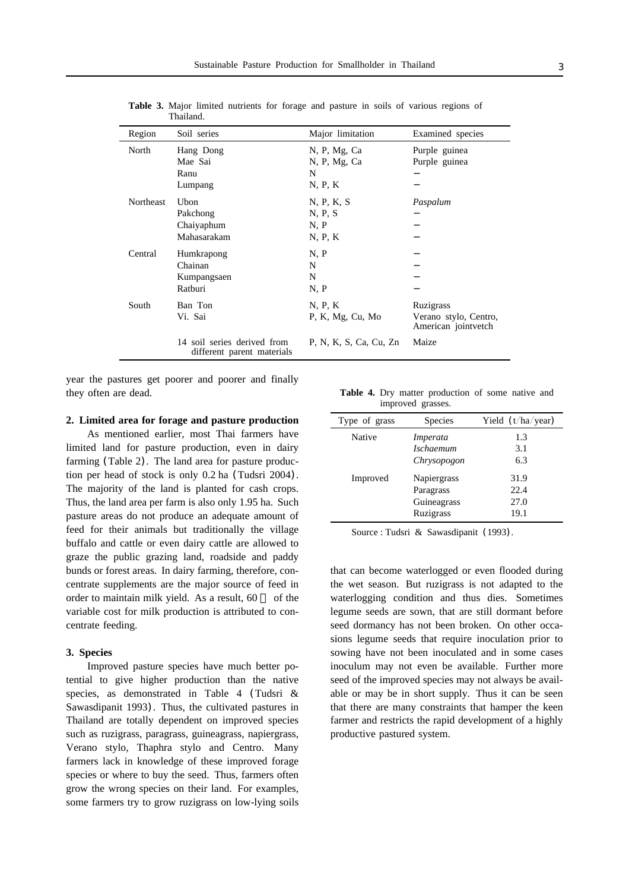**Table 3.** Major limited nutrients for forage and pasture in soils of various regions of Thailand.

| Region | Soil series | Major limitation | Examined species |
|---|---|---|---|
| North | Hang Dong | N, P, Mg, Ca | Purple guinea |
| | Mae Sai | N, P, Mg, Ca | Purple guinea |
| | Ranu | N | – |
| | Lumpang | N, P, K | – |
| Northeast | Ubon | N, P, K, S | *Paspalum* |
| | Pakchong | N, P, S | – |
| | Chaiyaphum | N, P | – |
| | Mahasarakam | N, P, K | – |
| Central | Humkrapong | N, P | – |
| | Chainan | N | – |
| | Kumpangsaen | N | – |
| | Ratburi | N, P | – |
| South | Ban Ton | N, P, K | Ruzigrass |
| | Vi. Sai | P, K, Mg, Cu, Mo | Verano stylo, Centro, American jointvetch |
| | 14 soil series derived from different parent materials | P, N, K, S, Ca, Cu, Zn | Maize |

year the pastures get poorer and poorer and finally they often are dead.

**2. Limited area for forage and pasture production**

As mentioned earlier, most Thai farmers have limited land for pasture production, even in dairy farming (Table 2). The land area for pasture production per head of stock is only 0.2 ha (Tudsri 2004). The majority of the land is planted for cash crops. Thus, the land area per farm is also only 1.95 ha. Such pasture areas do not produce an adequate amount of feed for their animals but traditionally the village buffalo and cattle or even dairy cattle are allowed to graze the public grazing land, roadside and paddy bunds or forest areas. In dairy farming, therefore, concentrate supplements are the major source of feed in order to maintain milk yield. As a result, 60 % of the variable cost for milk production is attributed to concentrate feeding.

**3. Species**

Improved pasture species have much better potential to give higher production than the native species, as demonstrated in Table 4 (Tudsri & Sawasdipanit 1993). Thus, the cultivated pastures in Thailand are totally dependent on improved species such as ruzigrass, paragrass, guineagrass, napiergrass, Verano stylo, Thaphra stylo and Centro. Many farmers lack in knowledge of these improved forage species or where to buy the seed. Thus, farmers often grow the wrong species on their land. For examples, some farmers try to grow ruzigrass on low-lying soils that can become waterlogged or even flooded during the wet season. But ruzigrass is not adapted to the waterlogging condition and thus dies. Sometimes legume seeds are sown, that are still dormant before seed dormancy has not been broken. On other occasions legume seeds that require inoculation prior to sowing have not been inoculated and in some cases inoculum may not even be available. Further more seed of the improved species may not always be available or may be in short supply. Thus it can be seen that there are many constraints that hamper the keen farmer and restricts the rapid development of a highly productive pastured system.

**Table 4.** Dry matter production of some native and improved grasses.

| Type of grass | Species | Yield (t/ha/year) |
|---|---|---|
| Native | *Imperata* | 1.3 |
| | *Ischaemum* | 3.1 |
| | *Chrysopogon* | 6.3 |
| Improved | Napiergrass | 31.9 |
| | Paragrass | 22.4 |
| | Guineagrass | 27.0 |
| | Ruzigrass | 19.1 |

Source : Tudsri & Sawasdipanit (1993).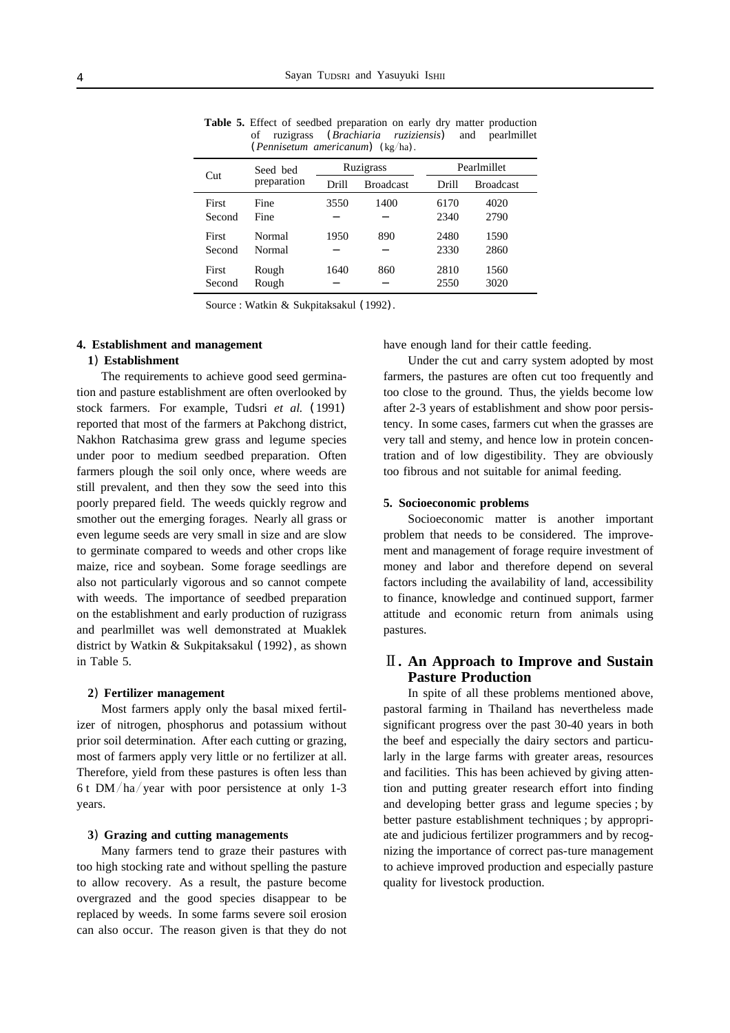**Table 5.** Effect of seedbed preparation on early dry matter production of ruzigrass (*Brachiaria ruziziensis*) and pearlmillet (*Pennisetum americanum*) (kg/ha).

| Cut | Seed bed preparation | Ruzigrass | | Pearlmillet | |
|---|---|---|---|---|---|
| | | Drill | Broadcast | Drill | Broadcast |
| First | Fine | 3550 | 1400 | 6170 | 4020 |
| Second | Fine | − | − | 2340 | 2790 |
| First | Normal | 1950 | 890 | 2480 | 1590 |
| Second | Normal | − | − | 2330 | 2860 |
| First | Rough | 1640 | 860 | 2810 | 1560 |
| Second | Rough | − | − | 2550 | 3020 |

Source : Watkin & Sukpitaksakul (1992).

### 4. Establishment and management

#### 1) Establishment

The requirements to achieve good seed germination and pasture establishment are often overlooked by stock farmers. For example, Tudsri *et al.* (1991) reported that most of the farmers at Pakchong district, Nakhon Ratchasima grew grass and legume species under poor to medium seedbed preparation. Often farmers plough the soil only once, where weeds are still prevalent, and then they sow the seed into this poorly prepared field. The weeds quickly regrow and smother out the emerging forages. Nearly all grass or even legume seeds are very small in size and are slow to germinate compared to weeds and other crops like maize, rice and soybean. Some forage seedlings are also not particularly vigorous and so cannot compete with weeds. The importance of seedbed preparation on the establishment and early production of ruzigrass and pearlmillet was well demonstrated at Muaklek district by Watkin & Sukpitaksakul (1992), as shown in Table 5.

#### 2) Fertilizer management

Most farmers apply only the basal mixed fertilizer of nitrogen, phosphorus and potassium without prior soil determination. After each cutting or grazing, most of farmers apply very little or no fertilizer at all. Therefore, yield from these pastures is often less than 6 t DM/ha/year with poor persistence at only 1-3 years.

#### 3) Grazing and cutting managements

Many farmers tend to graze their pastures with too high stocking rate and without spelling the pasture to allow recovery. As a result, the pasture become overgrazed and the good species disappear to be replaced by weeds. In some farms severe soil erosion can also occur. The reason given is that they do not have enough land for their cattle feeding.

Under the cut and carry system adopted by most farmers, the pastures are often cut too frequently and too close to the ground. Thus, the yields become low after 2-3 years of establishment and show poor persistency. In some cases, farmers cut when the grasses are very tall and stemy, and hence low in protein concentration and of low digestibility. They are obviously too fibrous and not suitable for animal feeding.

### 5. Socioeconomic problems

Socioeconomic matter is another important problem that needs to be considered. The improvement and management of forage require investment of money and labor and therefore depend on several factors including the availability of land, accessibility to finance, knowledge and continued support, farmer attitude and economic return from animals using pastures.

## Ⅱ. An Approach to Improve and Sustain Pasture Production

In spite of all these problems mentioned above, pastoral farming in Thailand has nevertheless made significant progress over the past 30-40 years in both the beef and especially the dairy sectors and particularly in the large farms with greater areas, resources and facilities. This has been achieved by giving attention and putting greater research effort into finding and developing better grass and legume species ; by better pasture establishment techniques ; by appropriate and judicious fertilizer programmers and by recognizing the importance of correct pas-ture management to achieve improved production and especially pasture quality for livestock production.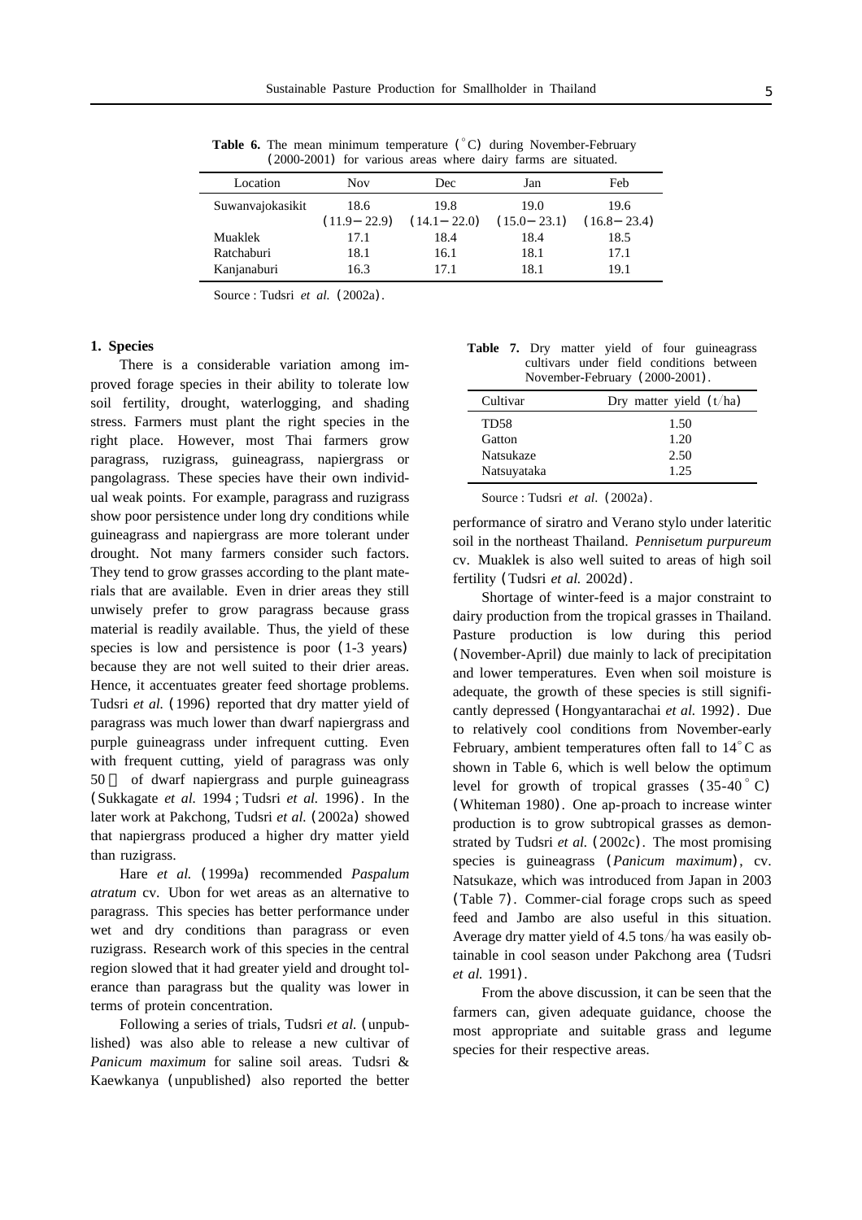**Table 6.** The mean minimum temperature (°C) during November-February (2000-2001) for various areas where dairy farms are situated.

| Location | Nov | Dec | Jan | Feb |
|---|---|---|---|---|
| Suwanvajokasikit | 18.6 (11.9−22.9) | 19.8 (14.1−22.0) | 19.0 (15.0−23.1) | 19.6 (16.8−23.4) |
| Muaklek | 17.1 | 18.4 | 18.4 | 18.5 |
| Ratchaburi | 18.1 | 16.1 | 18.1 | 17.1 |
| Kanjanaburi | 16.3 | 17.1 | 18.1 | 19.1 |

Source : Tudsri *et al.* (2002a).

**1. Species**

There is a considerable variation among improved forage species in their ability to tolerate low soil fertility, drought, waterlogging, and shading stress. Farmers must plant the right species in the right place. However, most Thai farmers grow paragrass, ruzigrass, guineagrass, napiergrass or pangolagrass. These species have their own individual weak points. For example, paragrass and ruzigrass show poor persistence under long dry conditions while guineagrass and napiergrass are more tolerant under drought. Not many farmers consider such factors. They tend to grow grasses according to the plant materials that are available. Even in drier areas they still unwisely prefer to grow paragrass because grass material is readily available. Thus, the yield of these species is low and persistence is poor (1-3 years) because they are not well suited to their drier areas. Hence, it accentuates greater feed shortage problems. Tudsri *et al.* (1996) reported that dry matter yield of paragrass was much lower than dwarf napiergrass and purple guineagrass under infrequent cutting. Even with frequent cutting, yield of paragrass was only 50 % of dwarf napiergrass and purple guineagrass (Sukkagate *et al.* 1994 ; Tudsri *et al.* 1996). In the later work at Pakchong, Tudsri *et al.* (2002a) showed that napiergrass produced a higher dry matter yield than ruzigrass.

Hare *et al.* (1999a) recommended *Paspalum atratum* cv. Ubon for wet areas as an alternative to paragrass. This species has better performance under wet and dry conditions than paragrass or even ruzigrass. Research work of this species in the central region slowed that it had greater yield and drought tolerance than paragrass but the quality was lower in terms of protein concentration.

Following a series of trials, Tudsri *et al.* (unpublished) was also able to release a new cultivar of *Panicum maximum* for saline soil areas. Tudsri & Kaewkanya (unpublished) also reported the better performance of siratro and Verano stylo under lateritic soil in the northeast Thailand. *Pennisetum purpureum* cv. Muaklek is also well suited to areas of high soil fertility (Tudsri *et al.* 2002d).

**Table 7.** Dry matter yield of four guineagrass cultivars under field conditions between November-February (2000-2001).

| Cultivar | Dry matter yield (t/ha) |
|---|---|
| TD58 | 1.50 |
| Gatton | 1.20 |
| Natsukaze | 2.50 |
| Natsuyataka | 1.25 |

Source : Tudsri *et al.* (2002a).

Shortage of winter-feed is a major constraint to dairy production from the tropical grasses in Thailand. Pasture production is low during this period (November-April) due mainly to lack of precipitation and lower temperatures. Even when soil moisture is adequate, the growth of these species is still significantly depressed (Hongyantarachai *et al.* 1992). Due to relatively cool conditions from November-early February, ambient temperatures often fall to 14°C as shown in Table 6, which is well below the optimum level for growth of tropical grasses (35-40°C) (Whiteman 1980). One ap-proach to increase winter production is to grow subtropical grasses as demonstrated by Tudsri *et al.* (2002c). The most promising species is guineagrass (*Panicum maximum*), cv. Natsukaze, which was introduced from Japan in 2003 (Table 7). Commer-cial forage crops such as speed feed and Jambo are also useful in this situation. Average dry matter yield of 4.5 tons/ha was easily obtainable in cool season under Pakchong area (Tudsri *et al.* 1991).

From the above discussion, it can be seen that the farmers can, given adequate guidance, choose the most appropriate and suitable grass and legume species for their respective areas.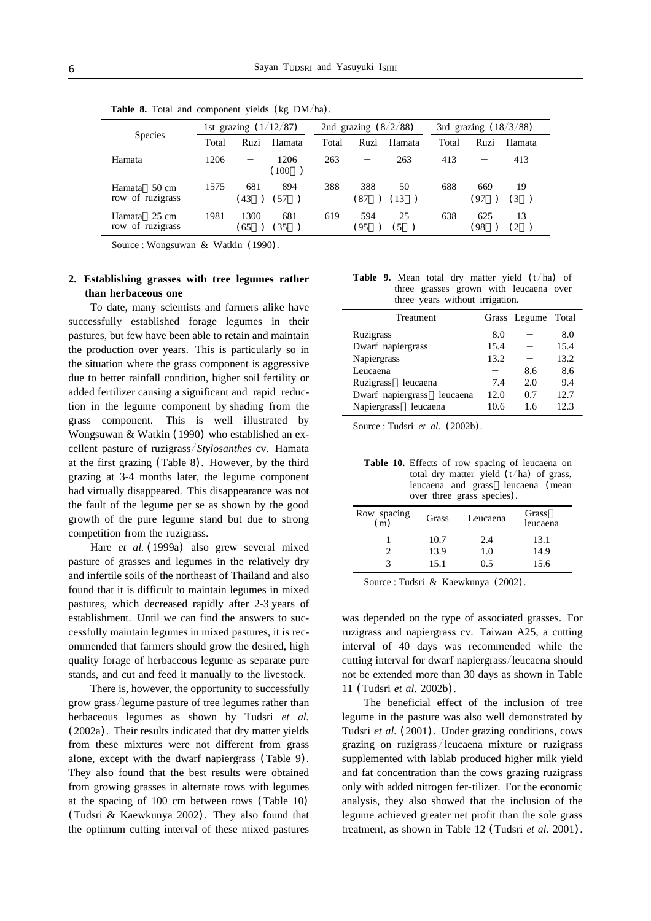**Table 8.** Total and component yields (kg DM/ha).

| Species | 1st grazing (1/12/87) | | | 2nd grazing (8/2/88) | | | 3rd grazing (18/3/88) | | |
|---|---|---|---|---|---|---|---|---|---|
| | Total | Ruzi | Hamata | Total | Ruzi | Hamata | Total | Ruzi | Hamata |
| Hamata | 1206 | − | 1206 (100 ) | 263 | − | 263 | 413 | − | 413 |
| Hamata 50 cm row of ruzigrass | 1575 | 681 (43 ) | 894 (57 ) | 388 | 388 (87 ) | 50 (13 ) | 688 | 669 (97 ) | 19 (3 ) |
| Hamata 25 cm row of ruzigrass | 1981 | 1300 (65 ) | 681 (35 ) | 619 | 594 (95 ) | 25 (5 ) | 638 | 625 (98 ) | 13 (2 ) |

Source : Wongsuwan & Watkin (1990).

**2. Establishing grasses with tree legumes rather than herbaceous one**

To date, many scientists and farmers alike have successfully established forage legumes in their pastures, but few have been able to retain and maintain the production over years. This is particularly so in the situation where the grass component is aggressive due to better rainfall condition, higher soil fertility or added fertilizer causing a significant and rapid reduction in the legume component by shading from the grass component. This is well illustrated by Wongsuwan & Watkin (1990) who established an excellent pasture of ruzigrass/*Stylosanthes* cv. Hamata at the first grazing (Table 8). However, by the third grazing at 3-4 months later, the legume component had virtually disappeared. This disappearance was not the fault of the legume per se as shown by the good growth of the pure legume stand but due to strong competition from the ruzigrass.

Hare *et al.* (1999a) also grew several mixed pasture of grasses and legumes in the relatively dry and infertile soils of the northeast of Thailand and also found that it is difficult to maintain legumes in mixed pastures, which decreased rapidly after 2-3 years of establishment. Until we can find the answers to successfully maintain legumes in mixed pastures, it is recommended that farmers should grow the desired, high quality forage of herbaceous legume as separate pure stands, and cut and feed it manually to the livestock.

There is, however, the opportunity to successfully grow grass/legume pasture of tree legumes rather than herbaceous legumes as shown by Tudsri *et al.* (2002a). Their results indicated that dry matter yields from these mixtures were not different from grass alone, except with the dwarf napiergrass (Table 9). They also found that the best results were obtained from growing grasses in alternate rows with legumes at the spacing of 100 cm between rows (Table 10) (Tudsri & Kaewkunya 2002). They also found that the optimum cutting interval of these mixed pastures was depended on the type of associated grasses. For ruzigrass and napiergrass cv. Taiwan A25, a cutting interval of 40 days was recommended while the cutting interval for dwarf napiergrass/leucaena should not be extended more than 30 days as shown in Table 11 (Tudsri *et al.* 2002b).

The beneficial effect of the inclusion of tree legume in the pasture was also well demonstrated by Tudsri *et al.* (2001). Under grazing conditions, cows grazing on ruzigrass/leucaena mixture or ruzigrass supplemented with lablab produced higher milk yield and fat concentration than the cows grazing ruzigrass only with added nitrogen fer-tilizer. For the economic analysis, they also showed that the inclusion of the legume achieved greater net profit than the sole grass treatment, as shown in Table 12 (Tudsri *et al.* 2001).

**Table 9.** Mean total dry matter yield (t/ha) of three grasses grown with leucaena over three years without irrigation.

| Treatment | Grass | Legume | Total |
|---|---|---|---|
| Ruzigrass | 8.0 | − | 8.0 |
| Dwarf napiergrass | 15.4 | − | 15.4 |
| Napiergrass | 13.2 | − | 13.2 |
| Leucaena | − | 8.6 | 8.6 |
| Ruzigrass leucaena | 7.4 | 2.0 | 9.4 |
| Dwarf napiergrass leucaena | 12.0 | 0.7 | 12.7 |
| Napiergrass leucaena | 10.6 | 1.6 | 12.3 |

Source : Tudsri *et al.* (2002b).

**Table 10.** Effects of row spacing of leucaena on total dry matter yield (t/ha) of grass, leucaena and grass leucaena (mean over three grass species).

| Row spacing (m) | Grass | Leucaena | Grass leucaena |
|---|---|---|---|
| 1 | 10.7 | 2.4 | 13.1 |
| 2 | 13.9 | 1.0 | 14.9 |
| 3 | 15.1 | 0.5 | 15.6 |

Source : Tudsri & Kaewkunya (2002).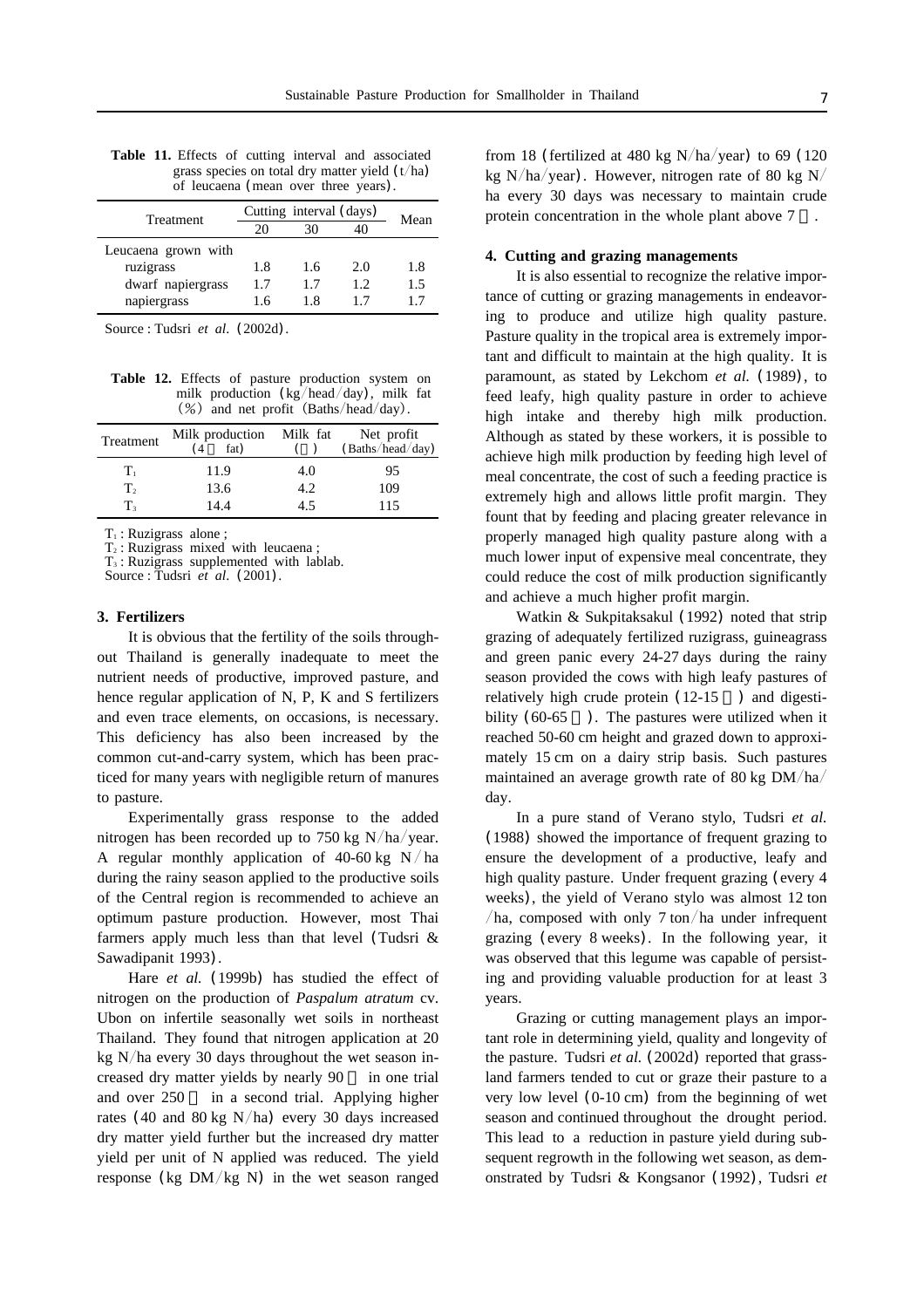**Table 11.** Effects of cutting interval and associated grass species on total dry matter yield (t/ha) of leucaena (mean over three years).

| Treatment | Cutting interval (days) | | | Mean |
|---|---|---|---|---|
| | 20 | 30 | 40 | |
| Leucaena grown with | | | | |
| ruzigrass | 1.8 | 1.6 | 2.0 | 1.8 |
| dwarf napiergrass | 1.7 | 1.7 | 1.2 | 1.5 |
| napiergrass | 1.6 | 1.8 | 1.7 | 1.7 |

Source : Tudsri *et al.* (2002d).

**Table 12.** Effects of pasture production system on milk production (kg/head/day), milk fat (%) and net profit (Baths/head/day).

| Treatment | Milk production (4 fat) | Milk fat ( ) | Net profit (Baths/head/day) |
|---|---|---|---|
| $T_1$ | 11.9 | 4.0 | 95 |
| $T_2$ | 13.6 | 4.2 | 109 |
| $T_3$ | 14.4 | 4.5 | 115 |

$T_1$ : Ruzigrass alone ;
$T_2$ : Ruzigrass mixed with leucaena ;
$T_3$ : Ruzigrass supplemented with lablab.
Source : Tudsri *et al.* (2001).

### 3. Fertilizers

It is obvious that the fertility of the soils throughout Thailand is generally inadequate to meet the nutrient needs of productive, improved pasture, and hence regular application of N, P, K and S fertilizers and even trace elements, on occasions, is necessary. This deficiency has also been increased by the common cut-and-carry system, which has been practiced for many years with negligible return of manures to pasture.

Experimentally grass response to the added nitrogen has been recorded up to 750 kg N/ha/year. A regular monthly application of 40-60 kg N/ha during the rainy season applied to the productive soils of the Central region is recommended to achieve an optimum pasture production. However, most Thai farmers apply much less than that level (Tudsri & Sawadipanit 1993).

Hare *et al.* (1999b) has studied the effect of nitrogen on the production of *Paspalum atratum* cv. Ubon on infertile seasonally wet soils in northeast Thailand. They found that nitrogen application at 20 kg N/ha every 30 days throughout the wet season increased dry matter yields by nearly 90 in one trial and over 250 in a second trial. Applying higher rates (40 and 80 kg N/ha) every 30 days increased dry matter yield further but the increased dry matter yield per unit of N applied was reduced. The yield response (kg DM/kg N) in the wet season ranged from 18 (fertilized at 480 kg N/ha/year) to 69 (120 kg N/ha/year). However, nitrogen rate of 80 kg N/ha every 30 days was necessary to maintain crude protein concentration in the whole plant above 7 .

### 4. Cutting and grazing managements

It is also essential to recognize the relative importance of cutting or grazing managements in endeavoring to produce and utilize high quality pasture. Pasture quality in the tropical area is extremely important and difficult to maintain at the high quality. It is paramount, as stated by Lekchom *et al.* (1989), to feed leafy, high quality pasture in order to achieve high intake and thereby high milk production. Although as stated by these workers, it is possible to achieve high milk production by feeding high level of meal concentrate, the cost of such a feeding practice is extremely high and allows little profit margin. They fount that by feeding and placing greater relevance in properly managed high quality pasture along with a much lower input of expensive meal concentrate, they could reduce the cost of milk production significantly and achieve a much higher profit margin.

Watkin & Sukpitaksakul (1992) noted that strip grazing of adequately fertilized ruzigrass, guineagrass and green panic every 24-27 days during the rainy season provided the cows with high leafy pastures of relatively high crude protein (12-15 ) and digestibility (60-65 ). The pastures were utilized when it reached 50-60 cm height and grazed down to approximately 15 cm on a dairy strip basis. Such pastures maintained an average growth rate of 80 kg DM/ha/day.

In a pure stand of Verano stylo, Tudsri *et al.* (1988) showed the importance of frequent grazing to ensure the development of a productive, leafy and high quality pasture. Under frequent grazing (every 4 weeks), the yield of Verano stylo was almost 12 ton/ha, composed with only 7 ton/ha under infrequent grazing (every 8 weeks). In the following year, it was observed that this legume was capable of persisting and providing valuable production for at least 3 years.

Grazing or cutting management plays an important role in determining yield, quality and longevity of the pasture. Tudsri *et al.* (2002d) reported that grassland farmers tended to cut or graze their pasture to a very low level (0-10 cm) from the beginning of wet season and continued throughout the drought period. This lead to a reduction in pasture yield during subsequent regrowth in the following wet season, as demonstrated by Tudsri & Kongsanor (1992), Tudsri *et*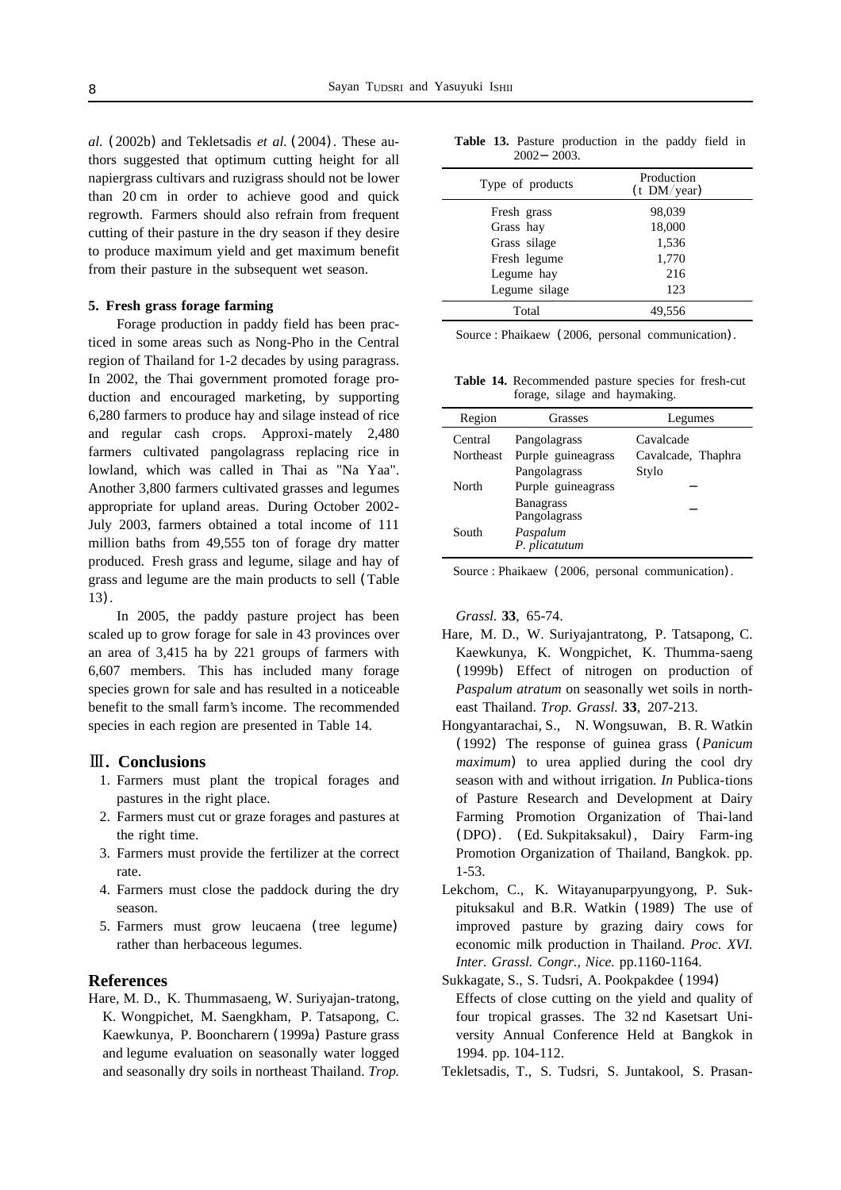*al.* (2002b) and Tekletsadis *et al.* (2004). These authors suggested that optimum cutting height for all napiergrass cultivars and ruzigrass should not be lower than 20 cm in order to achieve good and quick regrowth. Farmers should also refrain from frequent cutting of their pasture in the dry season if they desire to produce maximum yield and get maximum benefit from their pasture in the subsequent wet season.

#### 5. Fresh grass forage farming

Forage production in paddy field has been practiced in some areas such as Nong-Pho in the Central region of Thailand for 1-2 decades by using paragrass. In 2002, the Thai government promoted forage production and encouraged marketing, by supporting 6,280 farmers to produce hay and silage instead of rice and regular cash crops. Approxi-mately 2,480 farmers cultivated pangolagrass replacing rice in lowland, which was called in Thai as "Na Yaa". Another 3,800 farmers cultivated grasses and legumes appropriate for upland areas. During October 2002-July 2003, farmers obtained a total income of 111 million baths from 49,555 ton of forage dry matter produced. Fresh grass and legume, silage and hay of grass and legume are the main products to sell (Table 13).

In 2005, the paddy pasture project has been scaled up to grow forage for sale in 43 provinces over an area of 3,415 ha by 221 groups of farmers with 6,607 members. This has included many forage species grown for sale and has resulted in a noticeable benefit to the small farm's income. The recommended species in each region are presented in Table 14.

**Table 13.** Pasture production in the paddy field in 2002－2003.

| Type of products | Production (t DM/year) |
|---|---|
| Fresh grass | 98,039 |
| Grass hay | 18,000 |
| Grass silage | 1,536 |
| Fresh legume | 1,770 |
| Legume hay | 216 |
| Legume silage | 123 |
| Total | 49,556 |

Source : Phaikaew (2006, personal communication).

**Table 14.** Recommended pasture species for fresh-cut forage, silage and haymaking.

| Region | Grasses | Legumes |
|---|---|---|
| Central | Pangolagrass | Cavalcade |
| Northeast | Purple guineagrass | Cavalcade, Thaphra |
| | Pangolagrass | Stylo |
| North | Purple guineagrass | – |
| | Banagrass Pangolagrass | – |
| South | *Paspalum* *P. plicatutum* | |

Source : Phaikaew (2006, personal communication).

## Ⅲ. Conclusions

1. Farmers must plant the tropical forages and pastures in the right place.
2. Farmers must cut or graze forages and pastures at the right time.
3. Farmers must provide the fertilizer at the correct rate.
4. Farmers must close the paddock during the dry season.
5. Farmers must grow leucaena (tree legume) rather than herbaceous legumes.

## References

Hare, M. D., K. Thummasaeng, W. Suriyajan-tratong, K. Wongpichet, M. Saengkham, P. Tatsapong, C. Kaewkunya, P. Booncharern (1999a) Pasture grass and legume evaluation on seasonally water logged and seasonally dry soils in northeast Thailand. *Trop. Grassl.* **33**, 65-74.

Hare, M. D., W. Suriyajantratong, P. Tatsapong, C. Kaewkunya, K. Wongpichet, K. Thumma-saeng (1999b) Effect of nitrogen on production of *Paspalum atratum* on seasonally wet soils in north-east Thailand. *Trop. Grassl.* **33**, 207-213.

Hongyantarachai, S., N. Wongsuwan, B. R. Watkin (1992) The response of guinea grass (*Panicum maximum*) to urea applied during the cool dry season with and without irrigation. *In* Publica-tions of Pasture Research and Development at Dairy Farming Promotion Organization of Thai-land (DPO). (Ed. Sukpitaksakul), Dairy Farm-ing Promotion Organization of Thailand, Bangkok. pp. 1-53.

Lekchom, C., K. Witayanuparpyungyong, P. Sukpituksakul and B.R. Watkin (1989) The use of improved pasture by grazing dairy cows for economic milk production in Thailand. *Proc. XVI. Inter. Grassl. Congr., Nice.* pp.1160-1164.

Sukkagate, S., S. Tudsri, A. Pookpakdee (1994) Effects of close cutting on the yield and quality of four tropical grasses. The 32 nd Kasetsart University Annual Conference Held at Bangkok in 1994. pp. 104-112.

Tekletsadis, T., S. Tudsri, S. Juntakool, S. Prasan-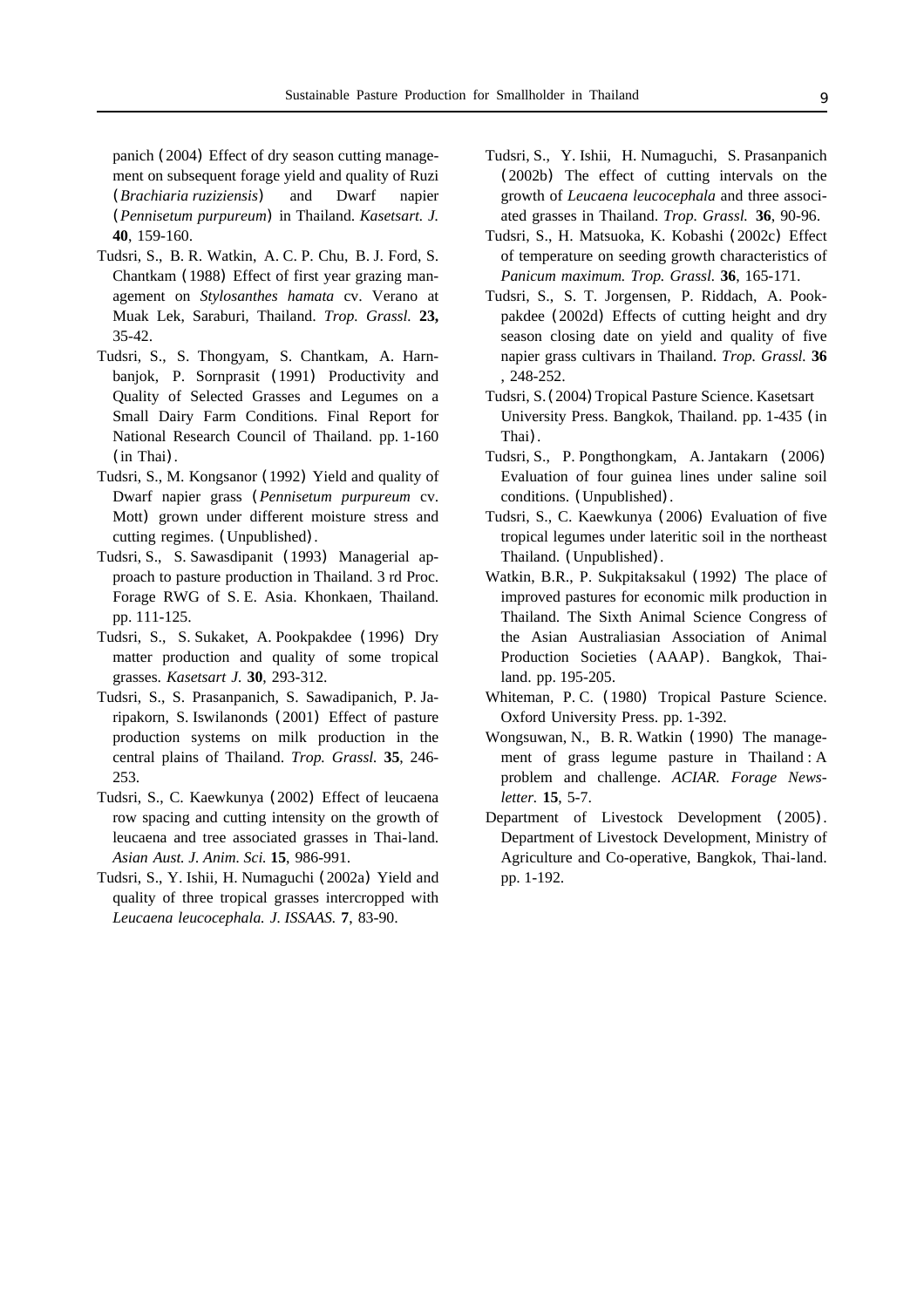panich (2004) Effect of dry season cutting management on subsequent forage yield and quality of Ruzi (*Brachiaria ruziziensis*) and Dwarf napier (*Pennisetum purpureum*) in Thailand. *Kasetsart. J.* **40**, 159-160.

Tudsri, S., B. R. Watkin, A. C. P. Chu, B. J. Ford, S. Chantkam (1988) Effect of first year grazing management on *Stylosanthes hamata* cv. Verano at Muak Lek, Saraburi, Thailand. *Trop. Grassl.* **23,** 35-42.

Tudsri, S., S. Thongyam, S. Chantkam, A. Harnbanjok, P. Sornprasit (1991) Productivity and Quality of Selected Grasses and Legumes on a Small Dairy Farm Conditions. Final Report for National Research Council of Thailand. pp. 1-160 (in Thai).

Tudsri, S., M. Kongsanor (1992) Yield and quality of Dwarf napier grass (*Pennisetum purpureum* cv. Mott) grown under different moisture stress and cutting regimes. (Unpublished).

Tudsri, S., S. Sawasdipanit (1993) Managerial approach to pasture production in Thailand. 3 rd Proc. Forage RWG of S. E. Asia. Khonkaen, Thailand. pp. 111-125.

Tudsri, S., S. Sukaket, A. Pookpakdee (1996) Dry matter production and quality of some tropical grasses. *Kasetsart J.* **30**, 293-312.

Tudsri, S., S. Prasanpanich, S. Sawadipanich, P. Jaripakorn, S. Iswilanonds (2001) Effect of pasture production systems on milk production in the central plains of Thailand. *Trop. Grassl.* **35**, 246-253.

Tudsri, S., C. Kaewkunya (2002) Effect of leucaena row spacing and cutting intensity on the growth of leucaena and tree associated grasses in Thai-land. *Asian Aust. J. Anim. Sci.* **15**, 986-991.

Tudsri, S., Y. Ishii, H. Numaguchi (2002a) Yield and quality of three tropical grasses intercropped with *Leucaena leucocephala. J. ISSAAS.* **7**, 83-90.

Tudsri, S., Y. Ishii, H. Numaguchi, S. Prasanpanich (2002b) The effect of cutting intervals on the growth of *Leucaena leucocephala* and three associated grasses in Thailand. *Trop. Grassl.* **36**, 90-96.

Tudsri, S., H. Matsuoka, K. Kobashi (2002c) Effect of temperature on seeding growth characteristics of *Panicum maximum. Trop. Grassl.* **36**, 165-171.

Tudsri, S., S. T. Jorgensen, P. Riddach, A. Pookpakdee (2002d) Effects of cutting height and dry season closing date on yield and quality of five napier grass cultivars in Thailand. *Trop. Grassl.* **36**, 248-252.

Tudsri, S. (2004) Tropical Pasture Science. Kasetsart University Press. Bangkok, Thailand. pp. 1-435 (in Thai).

Tudsri, S., P. Pongthongkam, A. Jantakarn (2006) Evaluation of four guinea lines under saline soil conditions. (Unpublished).

Tudsri, S., C. Kaewkunya (2006) Evaluation of five tropical legumes under lateritic soil in the northeast Thailand. (Unpublished).

Watkin, B.R., P. Sukpitaksakul (1992) The place of improved pastures for economic milk production in Thailand. The Sixth Animal Science Congress of the Asian Australiasian Association of Animal Production Societies (AAAP). Bangkok, Thailand. pp. 195-205.

Whiteman, P. C. (1980) Tropical Pasture Science. Oxford University Press. pp. 1-392.

Wongsuwan, N., B. R. Watkin (1990) The management of grass legume pasture in Thailand : A problem and challenge. *ACIAR. Forage Newsletter.* **15**, 5-7.

Department of Livestock Development (2005). Department of Livestock Development, Ministry of Agriculture and Co-operative, Bangkok, Thai-land. pp. 1-192.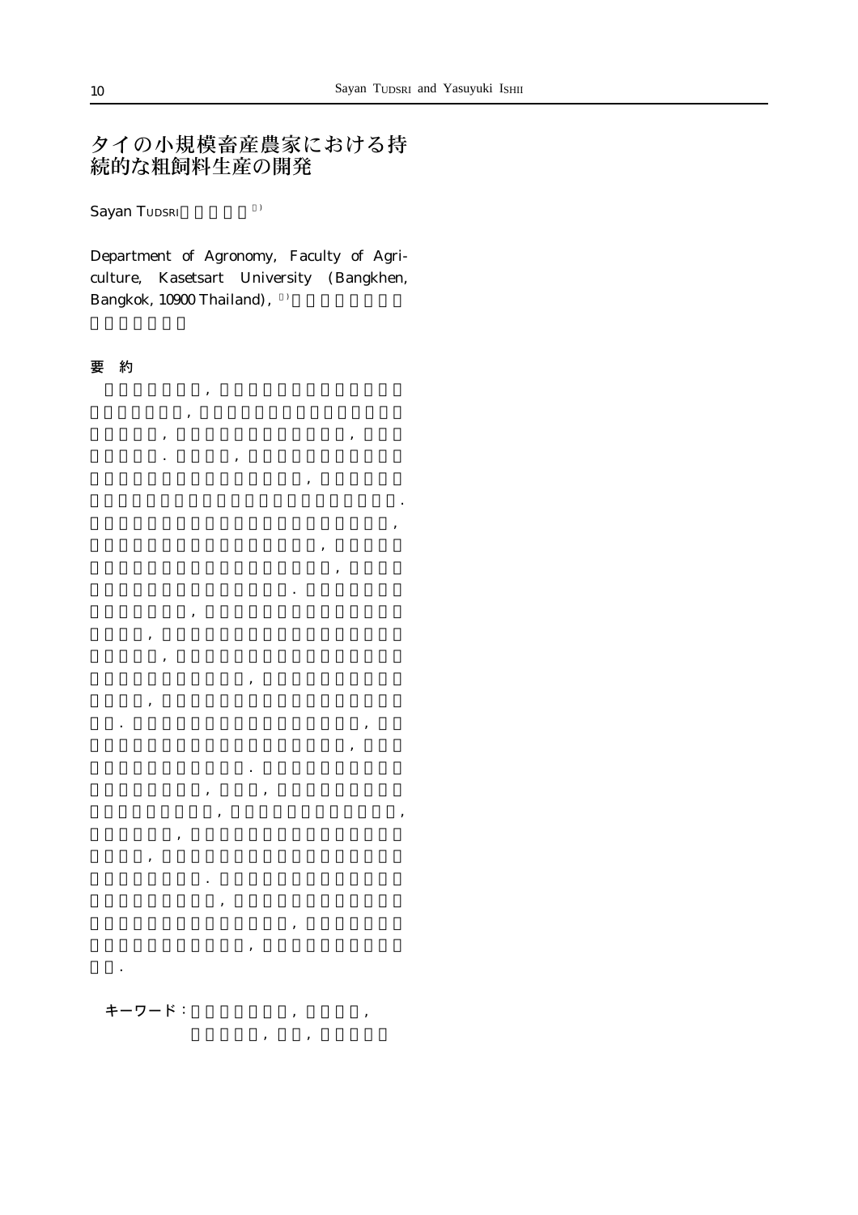# タイの小規模畜産農家における持続的な粗飼料生産の開発

Sayan TUDSRI

Department of Agronomy, Faculty of Agriculture, Kasetsart University (Bangkhen, Bangkok, 10900 Thailand),

## 要 約

キーワード: